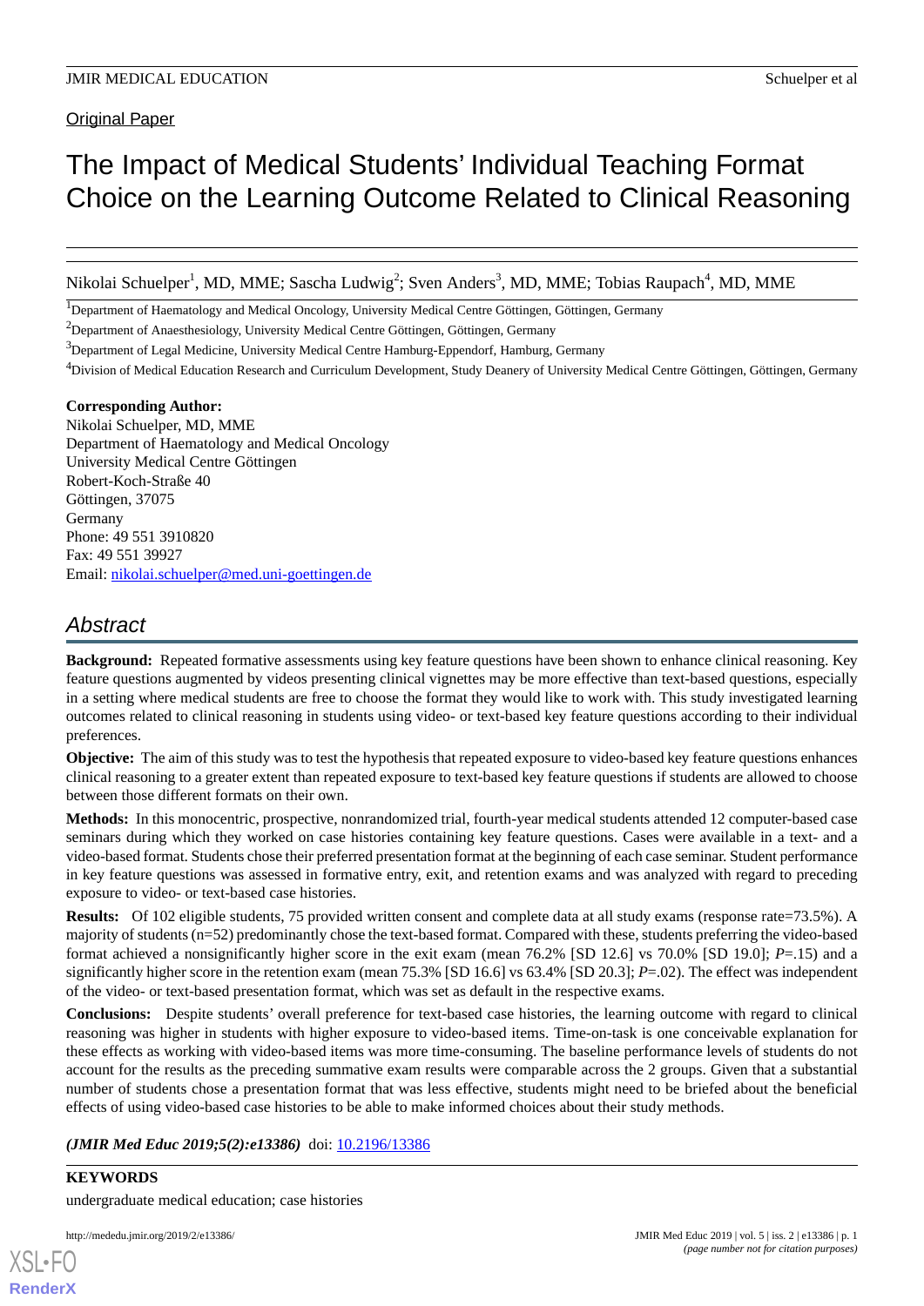Original Paper

# The Impact of Medical Students' Individual Teaching Format Choice on the Learning Outcome Related to Clinical Reasoning

Nikolai Schuelper[1], MD, MME; Sascha Ludwig[2]; Sven Anders[3], MD, MME; Tobias Raupach[4], MD, MME

[1]Department of Haematology and Medical Oncology, University Medical Centre Göttingen, Göttingen, Germany

[2]Department of Anaesthesiology, University Medical Centre Göttingen, Göttingen, Germany

[3]Department of Legal Medicine, University Medical Centre Hamburg-Eppendorf, Hamburg, Germany

[4]Division of Medical Education Research and Curriculum Development, Study Deanery of University Medical Centre Göttingen, Göttingen, Germany

**Corresponding Author:**
Nikolai Schuelper, MD, MME
Department of Haematology and Medical Oncology
University Medical Centre Göttingen
Robert-Koch-Straße 40
Göttingen, 37075
Germany
Phone: 49 551 3910820
Fax: 49 551 39927
Email: nikolai.schuelper@med.uni-goettingen.de

## Abstract

**Background:** Repeated formative assessments using key feature questions have been shown to enhance clinical reasoning. Key feature questions augmented by videos presenting clinical vignettes may be more effective than text-based questions, especially in a setting where medical students are free to choose the format they would like to work with. This study investigated learning outcomes related to clinical reasoning in students using video- or text-based key feature questions according to their individual preferences.

**Objective:** The aim of this study was to test the hypothesis that repeated exposure to video-based key feature questions enhances clinical reasoning to a greater extent than repeated exposure to text-based key feature questions if students are allowed to choose between those different formats on their own.

**Methods:** In this monocentric, prospective, nonrandomized trial, fourth-year medical students attended 12 computer-based case seminars during which they worked on case histories containing key feature questions. Cases were available in a text- and a video-based format. Students chose their preferred presentation format at the beginning of each case seminar. Student performance in key feature questions was assessed in formative entry, exit, and retention exams and was analyzed with regard to preceding exposure to video- or text-based case histories.

**Results:** Of 102 eligible students, 75 provided written consent and complete data at all study exams (response rate=73.5%). A majority of students (n=52) predominantly chose the text-based format. Compared with these, students preferring the video-based format achieved a nonsignificantly higher score in the exit exam (mean 76.2% [SD 12.6] vs 70.0% [SD 19.0]; *P*=.15) and a significantly higher score in the retention exam (mean 75.3% [SD 16.6] vs 63.4% [SD 20.3]; *P*=.02). The effect was independent of the video- or text-based presentation format, which was set as default in the respective exams.

**Conclusions:** Despite students' overall preference for text-based case histories, the learning outcome with regard to clinical reasoning was higher in students with higher exposure to video-based items. Time-on-task is one conceivable explanation for these effects as working with video-based items was more time-consuming. The baseline performance levels of students do not account for the results as the preceding summative exam results were comparable across the 2 groups. Given that a substantial number of students chose a presentation format that was less effective, students might need to be briefed about the beneficial effects of using video-based case histories to be able to make informed choices about their study methods.

***(JMIR Med Educ 2019;5(2):e13386)*** doi: 10.2196/13386

**KEYWORDS**

undergraduate medical education; case histories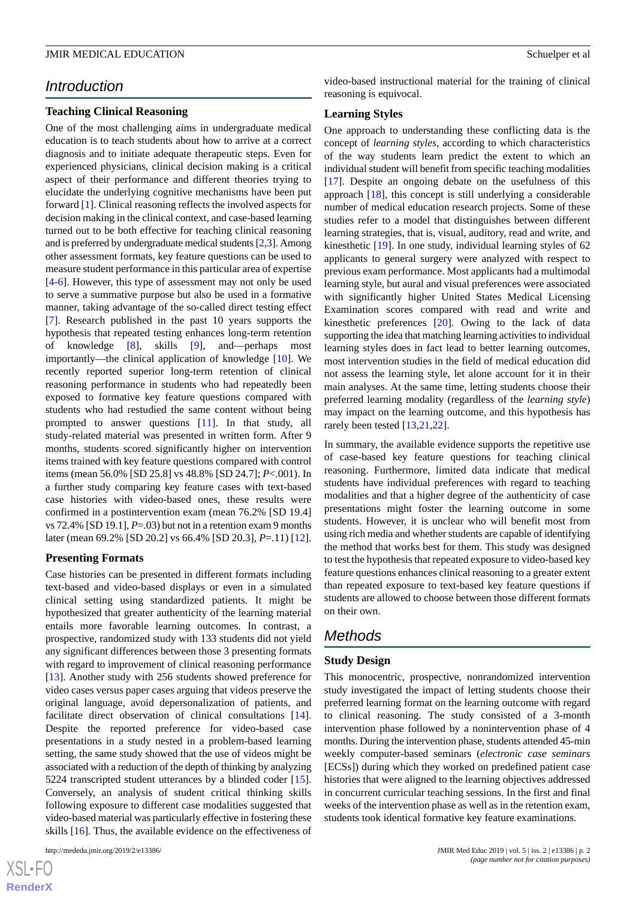## Introduction

### Teaching Clinical Reasoning

One of the most challenging aims in undergraduate medical education is to teach students about how to arrive at a correct diagnosis and to initiate adequate therapeutic steps. Even for experienced physicians, clinical decision making is a critical aspect of their performance and different theories trying to elucidate the underlying cognitive mechanisms have been put forward [1]. Clinical reasoning reflects the involved aspects for decision making in the clinical context, and case-based learning turned out to be both effective for teaching clinical reasoning and is preferred by undergraduate medical students [2,3]. Among other assessment formats, key feature questions can be used to measure student performance in this particular area of expertise [4-6]. However, this type of assessment may not only be used to serve a summative purpose but also be used in a formative manner, taking advantage of the so-called direct testing effect [7]. Research published in the past 10 years supports the hypothesis that repeated testing enhances long-term retention of knowledge [8], skills [9], and—perhaps most importantly—the clinical application of knowledge [10]. We recently reported superior long-term retention of clinical reasoning performance in students who had repeatedly been exposed to formative key feature questions compared with students who had restudied the same content without being prompted to answer questions [11]. In that study, all study-related material was presented in written form. After 9 months, students scored significantly higher on intervention items trained with key feature questions compared with control items (mean 56.0% [SD 25.8] vs 48.8% [SD 24.7]; *P*<.001). In a further study comparing key feature cases with text-based case histories with video-based ones, these results were confirmed in a postintervention exam (mean 76.2% [SD 19.4] vs 72.4% [SD 19.1], *P*=.03) but not in a retention exam 9 months later (mean 69.2% [SD 20.2] vs 66.4% [SD 20.3], *P*=.11) [12].

### Presenting Formats

Case histories can be presented in different formats including text-based and video-based displays or even in a simulated clinical setting using standardized patients. It might be hypothesized that greater authenticity of the learning material entails more favorable learning outcomes. In contrast, a prospective, randomized study with 133 students did not yield any significant differences between those 3 presenting formats with regard to improvement of clinical reasoning performance [13]. Another study with 256 students showed preference for video cases versus paper cases arguing that videos preserve the original language, avoid depersonalization of patients, and facilitate direct observation of clinical consultations [14]. Despite the reported preference for video-based case presentations in a study nested in a problem-based learning setting, the same study showed that the use of videos might be associated with a reduction of the depth of thinking by analyzing 5224 transcripted student utterances by a blinded coder [15]. Conversely, an analysis of student critical thinking skills following exposure to different case modalities suggested that video-based material was particularly effective in fostering these skills [16]. Thus, the available evidence on the effectiveness of video-based instructional material for the training of clinical reasoning is equivocal.

### Learning Styles

One approach to understanding these conflicting data is the concept of *learning styles*, according to which characteristics of the way students learn predict the extent to which an individual student will benefit from specific teaching modalities [17]. Despite an ongoing debate on the usefulness of this approach [18], this concept is still underlying a considerable number of medical education research projects. Some of these studies refer to a model that distinguishes between different learning strategies, that is, visual, auditory, read and write, and kinesthetic [19]. In one study, individual learning styles of 62 applicants to general surgery were analyzed with respect to previous exam performance. Most applicants had a multimodal learning style, but aural and visual preferences were associated with significantly higher United States Medical Licensing Examination scores compared with read and write and kinesthetic preferences [20]. Owing to the lack of data supporting the idea that matching learning activities to individual learning styles does in fact lead to better learning outcomes, most intervention studies in the field of medical education did not assess the learning style, let alone account for it in their main analyses. At the same time, letting students choose their preferred learning modality (regardless of the *learning style*) may impact on the learning outcome, and this hypothesis has rarely been tested [13,21,22].

In summary, the available evidence supports the repetitive use of case-based key feature questions for teaching clinical reasoning. Furthermore, limited data indicate that medical students have individual preferences with regard to teaching modalities and that a higher degree of the authenticity of case presentations might foster the learning outcome in some students. However, it is unclear who will benefit most from using rich media and whether students are capable of identifying the method that works best for them. This study was designed to test the hypothesis that repeated exposure to video-based key feature questions enhances clinical reasoning to a greater extent than repeated exposure to text-based key feature questions if students are allowed to choose between those different formats on their own.

## Methods

### Study Design

This monocentric, prospective, nonrandomized intervention study investigated the impact of letting students choose their preferred learning format on the learning outcome with regard to clinical reasoning. The study consisted of a 3-month intervention phase followed by a nonintervention phase of 4 months. During the intervention phase, students attended 45-min weekly computer-based seminars (*electronic case seminars* [ECSs]) during which they worked on predefined patient case histories that were aligned to the learning objectives addressed in concurrent curricular teaching sessions. In the first and final weeks of the intervention phase as well as in the retention exam, students took identical formative key feature examinations.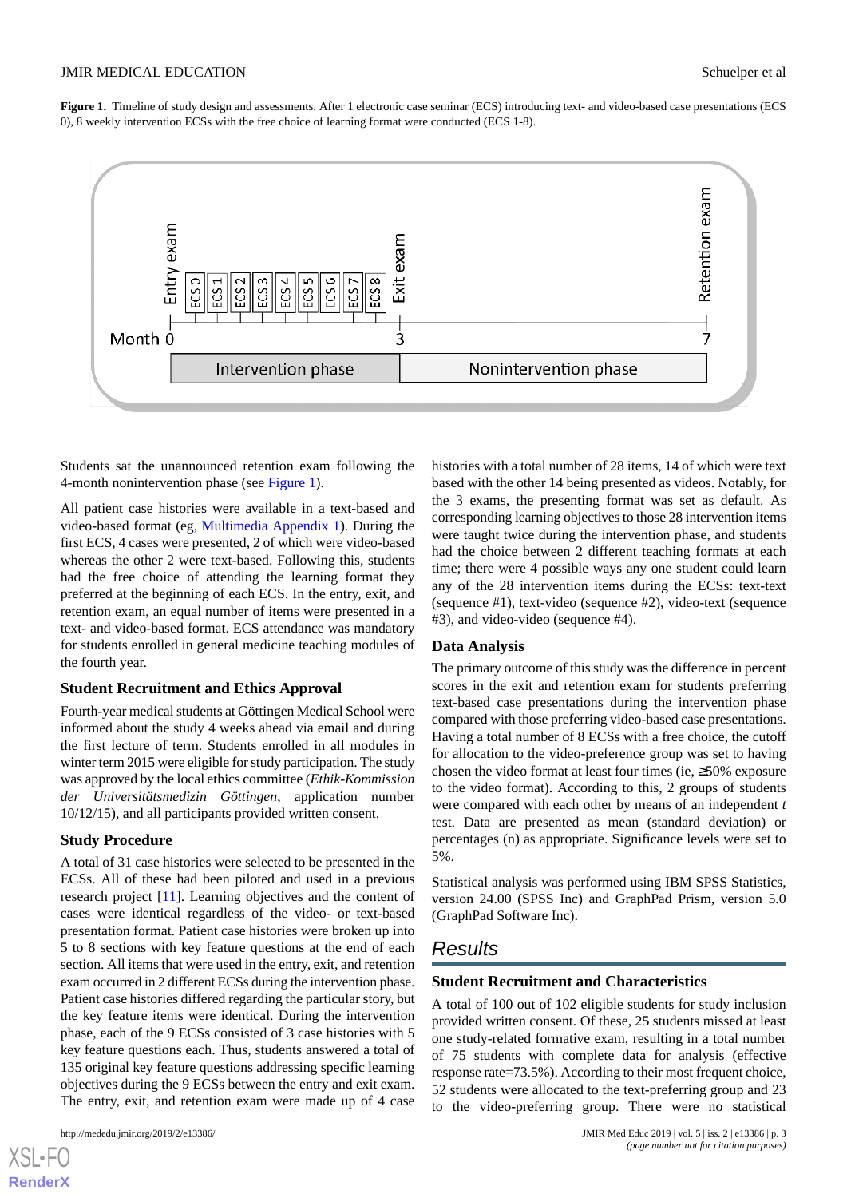**Figure 1.** Timeline of study design and assessments. After 1 electronic case seminar (ECS) introducing text- and video-based case presentations (ECS 0), 8 weekly intervention ECSs with the free choice of learning format were conducted (ECS 1-8).

Students sat the unannounced retention exam following the 4-month nonintervention phase (see Figure 1).

All patient case histories were available in a text-based and video-based format (eg, Multimedia Appendix 1). During the first ECS, 4 cases were presented, 2 of which were video-based whereas the other 2 were text-based. Following this, students had the free choice of attending the learning format they preferred at the beginning of each ECS. In the entry, exit, and retention exam, an equal number of items were presented in a text- and video-based format. ECS attendance was mandatory for students enrolled in general medicine teaching modules of the fourth year.

### Student Recruitment and Ethics Approval

Fourth-year medical students at Göttingen Medical School were informed about the study 4 weeks ahead via email and during the first lecture of term. Students enrolled in all modules in winter term 2015 were eligible for study participation. The study was approved by the local ethics committee (*Ethik-Kommission der Universitätsmedizin Göttingen*, application number 10/12/15), and all participants provided written consent.

### Study Procedure

A total of 31 case histories were selected to be presented in the ECSs. All of these had been piloted and used in a previous research project [11]. Learning objectives and the content of cases were identical regardless of the video- or text-based presentation format. Patient case histories were broken up into 5 to 8 sections with key feature questions at the end of each section. All items that were used in the entry, exit, and retention exam occurred in 2 different ECSs during the intervention phase. Patient case histories differed regarding the particular story, but the key feature items were identical. During the intervention phase, each of the 9 ECSs consisted of 3 case histories with 5 key feature questions each. Thus, students answered a total of 135 original key feature questions addressing specific learning objectives during the 9 ECSs between the entry and exit exam. The entry, exit, and retention exam were made up of 4 case histories with a total number of 28 items, 14 of which were text based with the other 14 being presented as videos. Notably, for the 3 exams, the presenting format was set as default. As corresponding learning objectives to those 28 intervention items were taught twice during the intervention phase, and students had the choice between 2 different teaching formats at each time; there were 4 possible ways any one student could learn any of the 28 intervention items during the ECSs: text-text (sequence #1), text-video (sequence #2), video-text (sequence #3), and video-video (sequence #4).

### Data Analysis

The primary outcome of this study was the difference in percent scores in the exit and retention exam for students preferring text-based case presentations during the intervention phase compared with those preferring video-based case presentations. Having a total number of 8 ECSs with a free choice, the cutoff for allocation to the video-preference group was set to having chosen the video format at least four times (ie, ≥50% exposure to the video format). According to this, 2 groups of students were compared with each other by means of an independent *t* test. Data are presented as mean (standard deviation) or percentages (n) as appropriate. Significance levels were set to 5%.

Statistical analysis was performed using IBM SPSS Statistics, version 24.00 (SPSS Inc) and GraphPad Prism, version 5.0 (GraphPad Software Inc).

## Results

### Student Recruitment and Characteristics

A total of 100 out of 102 eligible students for study inclusion provided written consent. Of these, 25 students missed at least one study-related formative exam, resulting in a total number of 75 students with complete data for analysis (effective response rate=73.5%). According to their most frequent choice, 52 students were allocated to the text-preferring group and 23 to the video-preferring group. There were no statistical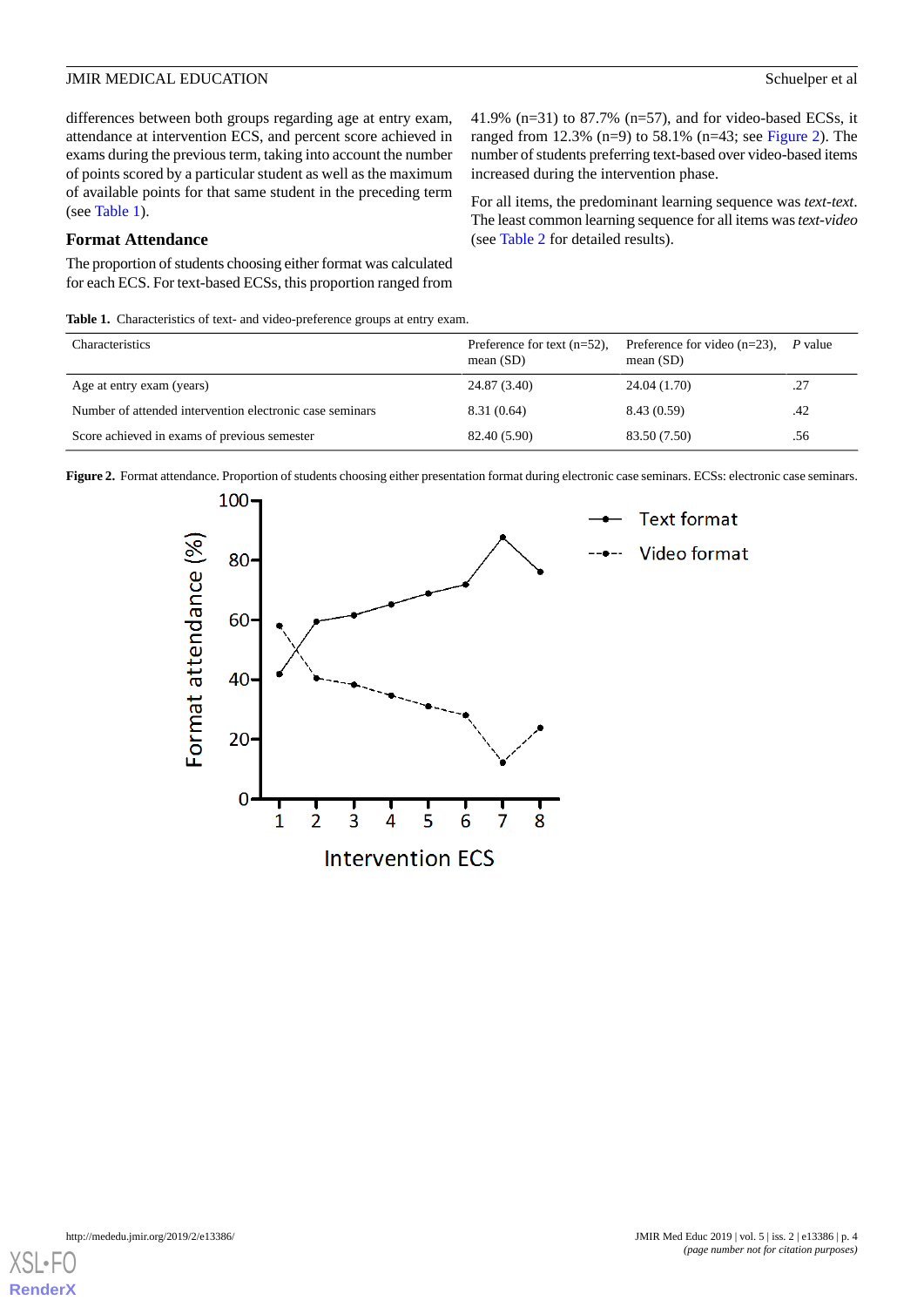differences between both groups regarding age at entry exam, attendance at intervention ECS, and percent score achieved in exams during the previous term, taking into account the number of points scored by a particular student as well as the maximum of available points for that same student in the preceding term (see Table 1).

## Format Attendance

The proportion of students choosing either format was calculated for each ECS. For text-based ECSs, this proportion ranged from 41.9% (n=31) to 87.7% (n=57), and for video-based ECSs, it ranged from 12.3% (n=9) to 58.1% (n=43; see Figure 2). The number of students preferring text-based over video-based items increased during the intervention phase.

For all items, the predominant learning sequence was *text-text*. The least common learning sequence for all items was *text-video* (see Table 2 for detailed results).

**Table 1.** Characteristics of text- and video-preference groups at entry exam.

| Characteristics | Preference for text (n=52), mean (SD) | Preference for video (n=23), mean (SD) | *P* value |
|---|---|---|---|
| Age at entry exam (years) | 24.87 (3.40) | 24.04 (1.70) | .27 |
| Number of attended intervention electronic case seminars | 8.31 (0.64) | 8.43 (0.59) | .42 |
| Score achieved in exams of previous semester | 82.40 (5.90) | 83.50 (7.50) | .56 |

**Figure 2.** Format attendance. Proportion of students choosing either presentation format during electronic case seminars. ECSs: electronic case seminars.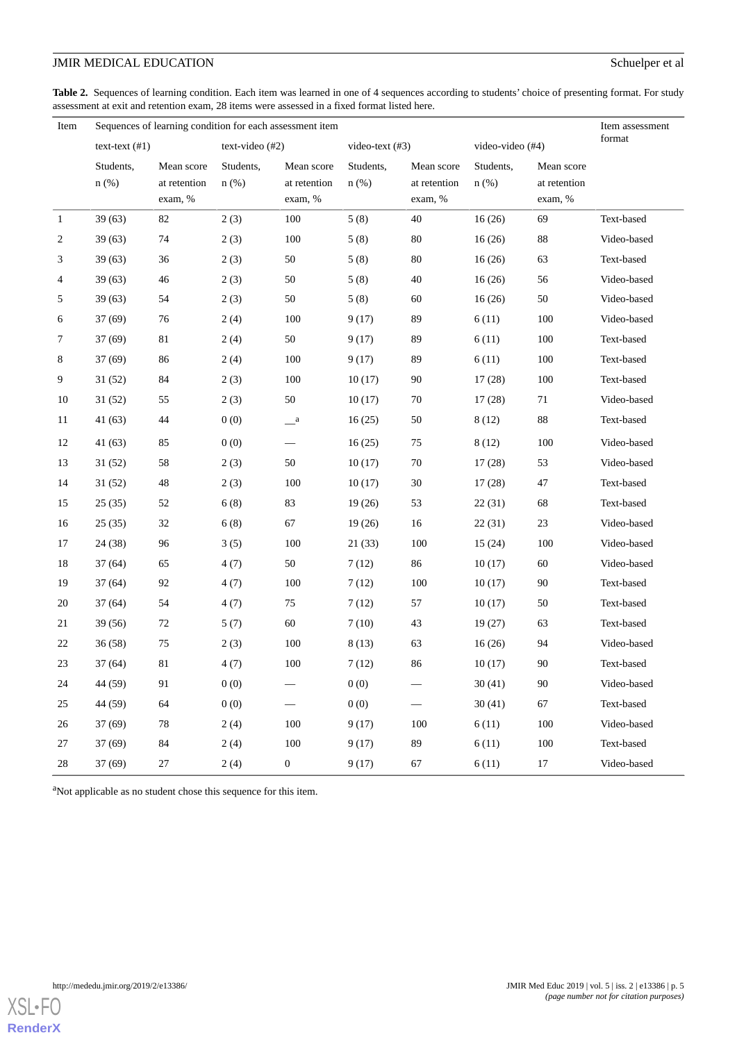**Table 2.** Sequences of learning condition. Each item was learned in one of 4 sequences according to students' choice of presenting format. For study assessment at exit and retention exam, 28 items were assessed in a fixed format listed here.

| Item | Sequences of learning condition for each assessment item | | | | | | | | Item assessment format |
|---|---|---|---|---|---|---|---|---|---|
| | text-text (#1) | | text-video (#2) | | video-text (#3) | | video-video (#4) | | |
| | Students, n (%) | Mean score at retention exam, % | Students, n (%) | Mean score at retention exam, % | Students, n (%) | Mean score at retention exam, % | Students, n (%) | Mean score at retention exam, % | |
| 1 | 39 (63) | 82 | 2 (3) | 100 | 5 (8) | 40 | 16 (26) | 69 | Text-based |
| 2 | 39 (63) | 74 | 2 (3) | 100 | 5 (8) | 80 | 16 (26) | 88 | Video-based |
| 3 | 39 (63) | 36 | 2 (3) | 50 | 5 (8) | 80 | 16 (26) | 63 | Text-based |
| 4 | 39 (63) | 46 | 2 (3) | 50 | 5 (8) | 40 | 16 (26) | 56 | Video-based |
| 5 | 39 (63) | 54 | 2 (3) | 50 | 5 (8) | 60 | 16 (26) | 50 | Video-based |
| 6 | 37 (69) | 76 | 2 (4) | 100 | 9 (17) | 89 | 6 (11) | 100 | Video-based |
| 7 | 37 (69) | 81 | 2 (4) | 50 | 9 (17) | 89 | 6 (11) | 100 | Text-based |
| 8 | 37 (69) | 86 | 2 (4) | 100 | 9 (17) | 89 | 6 (11) | 100 | Text-based |
| 9 | 31 (52) | 84 | 2 (3) | 100 | 10 (17) | 90 | 17 (28) | 100 | Text-based |
| 10 | 31 (52) | 55 | 2 (3) | 50 | 10 (17) | 70 | 17 (28) | 71 | Video-based |
| 11 | 41 (63) | 44 | 0 (0) | —[a] | 16 (25) | 50 | 8 (12) | 88 | Text-based |
| 12 | 41 (63) | 85 | 0 (0) | — | 16 (25) | 75 | 8 (12) | 100 | Video-based |
| 13 | 31 (52) | 58 | 2 (3) | 50 | 10 (17) | 70 | 17 (28) | 53 | Video-based |
| 14 | 31 (52) | 48 | 2 (3) | 100 | 10 (17) | 30 | 17 (28) | 47 | Text-based |
| 15 | 25 (35) | 52 | 6 (8) | 83 | 19 (26) | 53 | 22 (31) | 68 | Text-based |
| 16 | 25 (35) | 32 | 6 (8) | 67 | 19 (26) | 16 | 22 (31) | 23 | Video-based |
| 17 | 24 (38) | 96 | 3 (5) | 100 | 21 (33) | 100 | 15 (24) | 100 | Video-based |
| 18 | 37 (64) | 65 | 4 (7) | 50 | 7 (12) | 86 | 10 (17) | 60 | Video-based |
| 19 | 37 (64) | 92 | 4 (7) | 100 | 7 (12) | 100 | 10 (17) | 90 | Text-based |
| 20 | 37 (64) | 54 | 4 (7) | 75 | 7 (12) | 57 | 10 (17) | 50 | Text-based |
| 21 | 39 (56) | 72 | 5 (7) | 60 | 7 (10) | 43 | 19 (27) | 63 | Text-based |
| 22 | 36 (58) | 75 | 2 (3) | 100 | 8 (13) | 63 | 16 (26) | 94 | Video-based |
| 23 | 37 (64) | 81 | 4 (7) | 100 | 7 (12) | 86 | 10 (17) | 90 | Text-based |
| 24 | 44 (59) | 91 | 0 (0) | — | 0 (0) | — | 30 (41) | 90 | Video-based |
| 25 | 44 (59) | 64 | 0 (0) | — | 0 (0) | — | 30 (41) | 67 | Text-based |
| 26 | 37 (69) | 78 | 2 (4) | 100 | 9 (17) | 100 | 6 (11) | 100 | Video-based |
| 27 | 37 (69) | 84 | 2 (4) | 100 | 9 (17) | 89 | 6 (11) | 100 | Text-based |
| 28 | 37 (69) | 27 | 2 (4) | 0 | 9 (17) | 67 | 6 (11) | 17 | Video-based |

[a]Not applicable as no student chose this sequence for this item.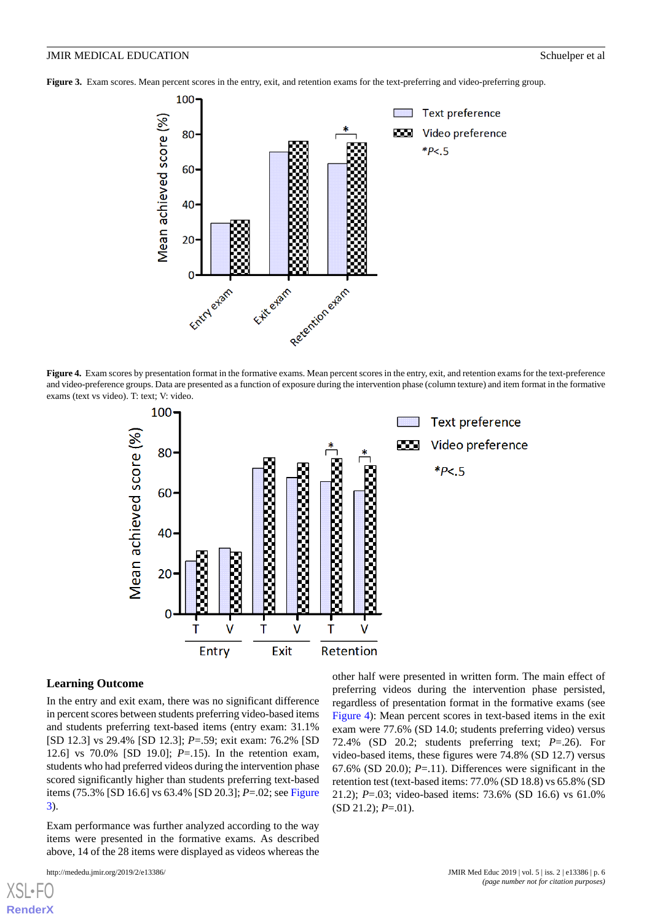**Figure 3.** Exam scores. Mean percent scores in the entry, exit, and retention exams for the text-preferring and video-preferring group.

**Figure 4.** Exam scores by presentation format in the formative exams. Mean percent scores in the entry, exit, and retention exams for the text-preference and video-preference groups. Data are presented as a function of exposure during the intervention phase (column texture) and item format in the formative exams (text vs video). T: text; V: video.

### Learning Outcome

In the entry and exit exam, there was no significant difference in percent scores between students preferring video-based items and students preferring text-based items (entry exam: 31.1% [SD 12.3] vs 29.4% [SD 12.3]; *P*=.59; exit exam: 76.2% [SD 12.6] vs 70.0% [SD 19.0]; *P*=.15). In the retention exam, students who had preferred videos during the intervention phase scored significantly higher than students preferring text-based items (75.3% [SD 16.6] vs 63.4% [SD 20.3]; *P*=.02; see Figure 3).

Exam performance was further analyzed according to the way items were presented in the formative exams. As described above, 14 of the 28 items were displayed as videos whereas the other half were presented in written form. The main effect of preferring videos during the intervention phase persisted, regardless of presentation format in the formative exams (see Figure 4): Mean percent scores in text-based items in the exit exam were 77.6% (SD 14.0; students preferring video) versus 72.4% (SD 20.2; students preferring text; *P*=.26). For video-based items, these figures were 74.8% (SD 12.7) versus 67.6% (SD 20.0); *P*=.11). Differences were significant in the retention test (text-based items: 77.0% (SD 18.8) vs 65.8% (SD 21.2); *P*=.03; video-based items: 73.6% (SD 16.6) vs 61.0% (SD 21.2); *P*=.01).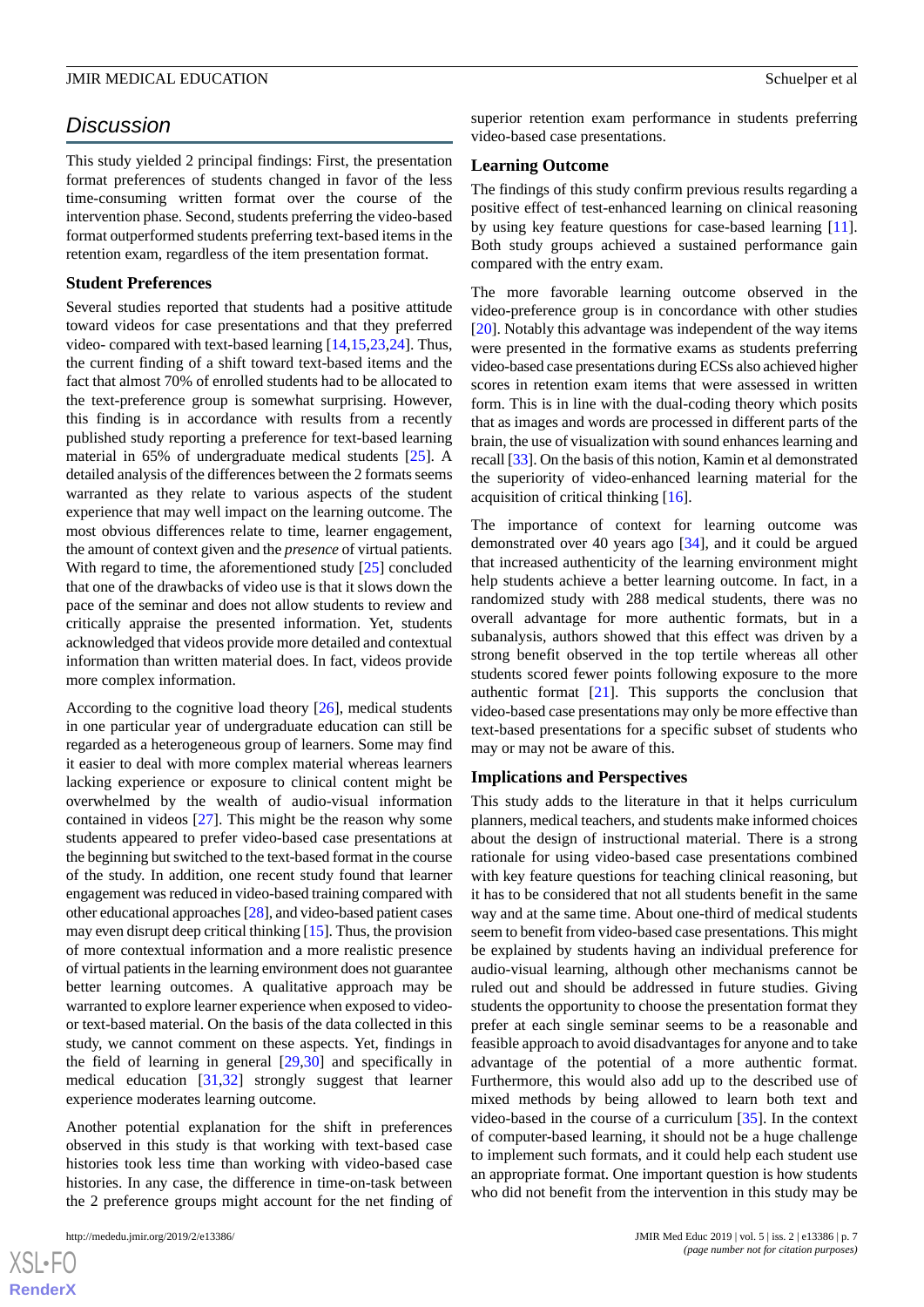## Discussion

This study yielded 2 principal findings: First, the presentation format preferences of students changed in favor of the less time-consuming written format over the course of the intervention phase. Second, students preferring the video-based format outperformed students preferring text-based items in the retention exam, regardless of the item presentation format.

### Student Preferences

Several studies reported that students had a positive attitude toward videos for case presentations and that they preferred video- compared with text-based learning [14,15,23,24]. Thus, the current finding of a shift toward text-based items and the fact that almost 70% of enrolled students had to be allocated to the text-preference group is somewhat surprising. However, this finding is in accordance with results from a recently published study reporting a preference for text-based learning material in 65% of undergraduate medical students [25]. A detailed analysis of the differences between the 2 formats seems warranted as they relate to various aspects of the student experience that may well impact on the learning outcome. The most obvious differences relate to time, learner engagement, the amount of context given and the *presence* of virtual patients. With regard to time, the aforementioned study [25] concluded that one of the drawbacks of video use is that it slows down the pace of the seminar and does not allow students to review and critically appraise the presented information. Yet, students acknowledged that videos provide more detailed and contextual information than written material does. In fact, videos provide more complex information.

According to the cognitive load theory [26], medical students in one particular year of undergraduate education can still be regarded as a heterogeneous group of learners. Some may find it easier to deal with more complex material whereas learners lacking experience or exposure to clinical content might be overwhelmed by the wealth of audio-visual information contained in videos [27]. This might be the reason why some students appeared to prefer video-based case presentations at the beginning but switched to the text-based format in the course of the study. In addition, one recent study found that learner engagement was reduced in video-based training compared with other educational approaches [28], and video-based patient cases may even disrupt deep critical thinking [15]. Thus, the provision of more contextual information and a more realistic presence of virtual patients in the learning environment does not guarantee better learning outcomes. A qualitative approach may be warranted to explore learner experience when exposed to video- or text-based material. On the basis of the data collected in this study, we cannot comment on these aspects. Yet, findings in the field of learning in general [29,30] and specifically in medical education [31,32] strongly suggest that learner experience moderates learning outcome.

Another potential explanation for the shift in preferences observed in this study is that working with text-based case histories took less time than working with video-based case histories. In any case, the difference in time-on-task between the 2 preference groups might account for the net finding of superior retention exam performance in students preferring video-based case presentations.

### Learning Outcome

The findings of this study confirm previous results regarding a positive effect of test-enhanced learning on clinical reasoning by using key feature questions for case-based learning [11]. Both study groups achieved a sustained performance gain compared with the entry exam.

The more favorable learning outcome observed in the video-preference group is in concordance with other studies [20]. Notably this advantage was independent of the way items were presented in the formative exams as students preferring video-based case presentations during ECSs also achieved higher scores in retention exam items that were assessed in written form. This is in line with the dual-coding theory which posits that as images and words are processed in different parts of the brain, the use of visualization with sound enhances learning and recall [33]. On the basis of this notion, Kamin et al demonstrated the superiority of video-enhanced learning material for the acquisition of critical thinking [16].

The importance of context for learning outcome was demonstrated over 40 years ago [34], and it could be argued that increased authenticity of the learning environment might help students achieve a better learning outcome. In fact, in a randomized study with 288 medical students, there was no overall advantage for more authentic formats, but in a subanalysis, authors showed that this effect was driven by a strong benefit observed in the top tertile whereas all other students scored fewer points following exposure to the more authentic format [21]. This supports the conclusion that video-based case presentations may only be more effective than text-based presentations for a specific subset of students who may or may not be aware of this.

### Implications and Perspectives

This study adds to the literature in that it helps curriculum planners, medical teachers, and students make informed choices about the design of instructional material. There is a strong rationale for using video-based case presentations combined with key feature questions for teaching clinical reasoning, but it has to be considered that not all students benefit in the same way and at the same time. About one-third of medical students seem to benefit from video-based case presentations. This might be explained by students having an individual preference for audio-visual learning, although other mechanisms cannot be ruled out and should be addressed in future studies. Giving students the opportunity to choose the presentation format they prefer at each single seminar seems to be a reasonable and feasible approach to avoid disadvantages for anyone and to take advantage of the potential of a more authentic format. Furthermore, this would also add up to the described use of mixed methods by being allowed to learn both text and video-based in the course of a curriculum [35]. In the context of computer-based learning, it should not be a huge challenge to implement such formats, and it could help each student use an appropriate format. One important question is how students who did not benefit from the intervention in this study may be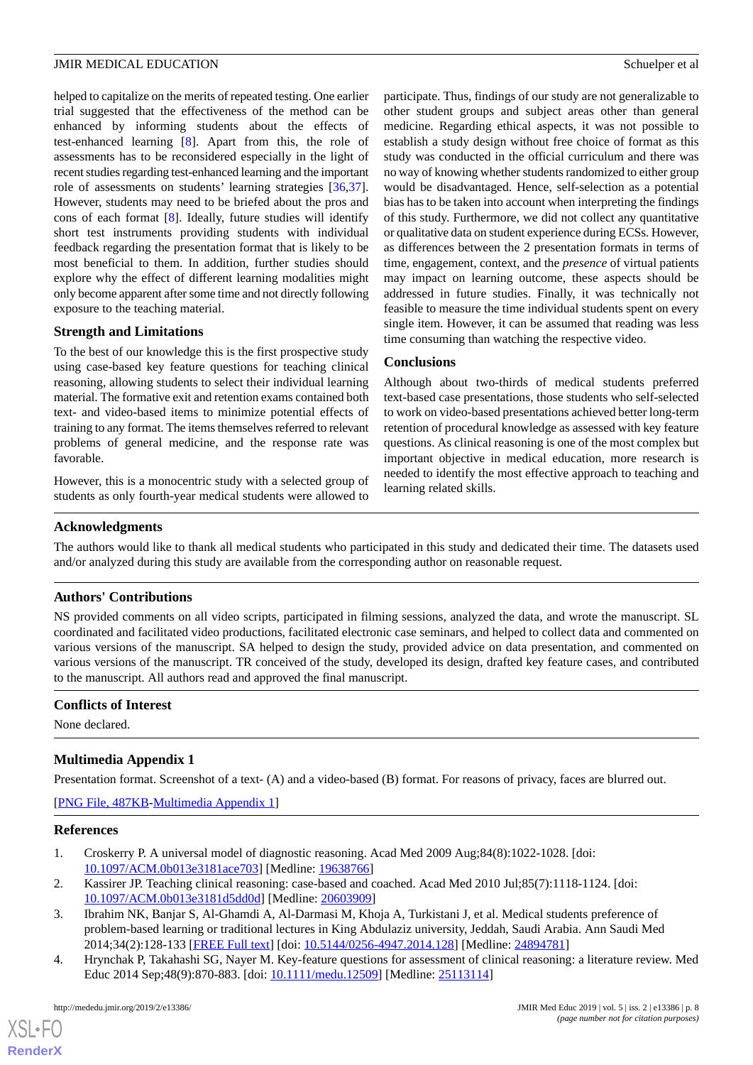helped to capitalize on the merits of repeated testing. One earlier trial suggested that the effectiveness of the method can be enhanced by informing students about the effects of test-enhanced learning [8]. Apart from this, the role of assessments has to be reconsidered especially in the light of recent studies regarding test-enhanced learning and the important role of assessments on students' learning strategies [36,37]. However, students may need to be briefed about the pros and cons of each format [8]. Ideally, future studies will identify short test instruments providing students with individual feedback regarding the presentation format that is likely to be most beneficial to them. In addition, further studies should explore why the effect of different learning modalities might only become apparent after some time and not directly following exposure to the teaching material.

### Strength and Limitations

To the best of our knowledge this is the first prospective study using case-based key feature questions for teaching clinical reasoning, allowing students to select their individual learning material. The formative exit and retention exams contained both text- and video-based items to minimize potential effects of training to any format. The items themselves referred to relevant problems of general medicine, and the response rate was favorable.

However, this is a monocentric study with a selected group of students as only fourth-year medical students were allowed to participate. Thus, findings of our study are not generalizable to other student groups and subject areas other than general medicine. Regarding ethical aspects, it was not possible to establish a study design without free choice of format as this study was conducted in the official curriculum and there was no way of knowing whether students randomized to either group would be disadvantaged. Hence, self-selection as a potential bias has to be taken into account when interpreting the findings of this study. Furthermore, we did not collect any quantitative or qualitative data on student experience during ECSs. However, as differences between the 2 presentation formats in terms of time, engagement, context, and the *presence* of virtual patients may impact on learning outcome, these aspects should be addressed in future studies. Finally, it was technically not feasible to measure the time individual students spent on every single item. However, it can be assumed that reading was less time consuming than watching the respective video.

### Conclusions

Although about two-thirds of medical students preferred text-based case presentations, those students who self-selected to work on video-based presentations achieved better long-term retention of procedural knowledge as assessed with key feature questions. As clinical reasoning is one of the most complex but important objective in medical education, more research is needed to identify the most effective approach to teaching and learning related skills.

## Acknowledgments

The authors would like to thank all medical students who participated in this study and dedicated their time. The datasets used and/or analyzed during this study are available from the corresponding author on reasonable request.

## Authors' Contributions

NS provided comments on all video scripts, participated in filming sessions, analyzed the data, and wrote the manuscript. SL coordinated and facilitated video productions, facilitated electronic case seminars, and helped to collect data and commented on various versions of the manuscript. SA helped to design the study, provided advice on data presentation, and commented on various versions of the manuscript. TR conceived of the study, developed its design, drafted key feature cases, and contributed to the manuscript. All authors read and approved the final manuscript.

## Conflicts of Interest

None declared.

## Multimedia Appendix 1

Presentation format. Screenshot of a text- (A) and a video-based (B) format. For reasons of privacy, faces are blurred out.

[PNG File, 487KB-Multimedia Appendix 1]

## References

1. Croskerry P. A universal model of diagnostic reasoning. Acad Med 2009 Aug;84(8):1022-1028. [doi: 10.1097/ACM.0b013e3181ace703] [Medline: 19638766]
2. Kassirer JP. Teaching clinical reasoning: case-based and coached. Acad Med 2010 Jul;85(7):1118-1124. [doi: 10.1097/ACM.0b013e3181d5dd0d] [Medline: 20603909]
3. Ibrahim NK, Banjar S, Al-Ghamdi A, Al-Darmasi M, Khoja A, Turkistani J, et al. Medical students preference of problem-based learning or traditional lectures in King Abdulaziz university, Jeddah, Saudi Arabia. Ann Saudi Med 2014;34(2):128-133 [FREE Full text] [doi: 10.5144/0256-4947.2014.128] [Medline: 24894781]
4. Hrynchak P, Takahashi SG, Nayer M. Key-feature questions for assessment of clinical reasoning: a literature review. Med Educ 2014 Sep;48(9):870-883. [doi: 10.1111/medu.12509] [Medline: 25113114]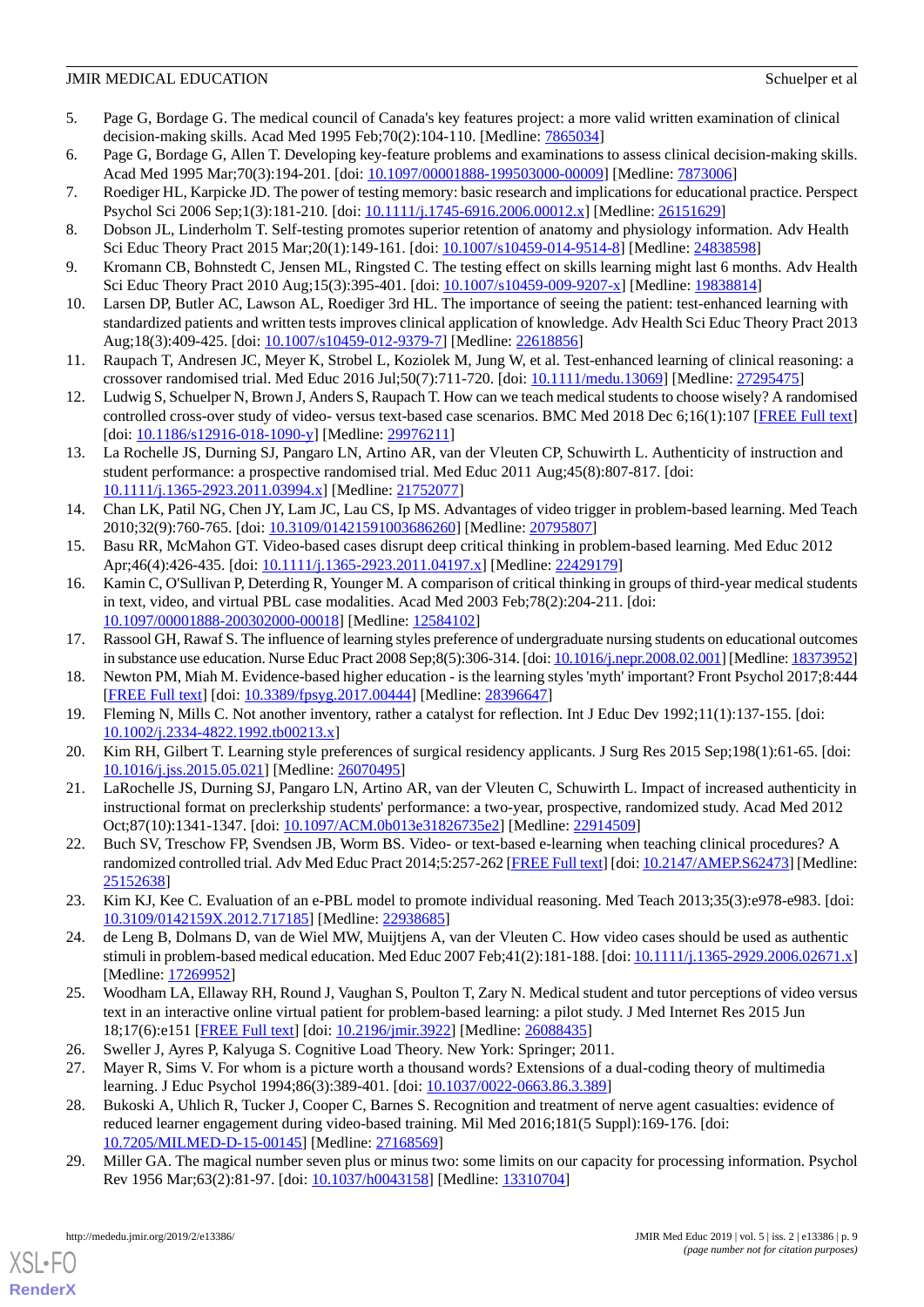5. Page G, Bordage G. The medical council of Canada's key features project: a more valid written examination of clinical decision-making skills. Acad Med 1995 Feb;70(2):104-110. [Medline: 7865034]
6. Page G, Bordage G, Allen T. Developing key-feature problems and examinations to assess clinical decision-making skills. Acad Med 1995 Mar;70(3):194-201. [doi: 10.1097/00001888-199503000-00009] [Medline: 7873006]
7. Roediger HL, Karpicke JD. The power of testing memory: basic research and implications for educational practice. Perspect Psychol Sci 2006 Sep;1(3):181-210. [doi: 10.1111/j.1745-6916.2006.00012.x] [Medline: 26151629]
8. Dobson JL, Linderholm T. Self-testing promotes superior retention of anatomy and physiology information. Adv Health Sci Educ Theory Pract 2015 Mar;20(1):149-161. [doi: 10.1007/s10459-014-9514-8] [Medline: 24838598]
9. Kromann CB, Bohnstedt C, Jensen ML, Ringsted C. The testing effect on skills learning might last 6 months. Adv Health Sci Educ Theory Pract 2010 Aug;15(3):395-401. [doi: 10.1007/s10459-009-9207-x] [Medline: 19838814]
10. Larsen DP, Butler AC, Lawson AL, Roediger 3rd HL. The importance of seeing the patient: test-enhanced learning with standardized patients and written tests improves clinical application of knowledge. Adv Health Sci Educ Theory Pract 2013 Aug;18(3):409-425. [doi: 10.1007/s10459-012-9379-7] [Medline: 22618856]
11. Raupach T, Andresen JC, Meyer K, Strobel L, Koziolek M, Jung W, et al. Test-enhanced learning of clinical reasoning: a crossover randomised trial. Med Educ 2016 Jul;50(7):711-720. [doi: 10.1111/medu.13069] [Medline: 27295475]
12. Ludwig S, Schuelper N, Brown J, Anders S, Raupach T. How can we teach medical students to choose wisely? A randomised controlled cross-over study of video- versus text-based case scenarios. BMC Med 2018 Dec 6;16(1):107 [FREE Full text] [doi: 10.1186/s12916-018-1090-y] [Medline: 29976211]
13. La Rochelle JS, Durning SJ, Pangaro LN, Artino AR, van der Vleuten CP, Schuwirth L. Authenticity of instruction and student performance: a prospective randomised trial. Med Educ 2011 Aug;45(8):807-817. [doi: 10.1111/j.1365-2923.2011.03994.x] [Medline: 21752077]
14. Chan LK, Patil NG, Chen JY, Lam JC, Lau CS, Ip MS. Advantages of video trigger in problem-based learning. Med Teach 2010;32(9):760-765. [doi: 10.3109/01421591003686260] [Medline: 20795807]
15. Basu RR, McMahon GT. Video-based cases disrupt deep critical thinking in problem-based learning. Med Educ 2012 Apr;46(4):426-435. [doi: 10.1111/j.1365-2923.2011.04197.x] [Medline: 22429179]
16. Kamin C, O'Sullivan P, Deterding R, Younger M. A comparison of critical thinking in groups of third-year medical students in text, video, and virtual PBL case modalities. Acad Med 2003 Feb;78(2):204-211. [doi: 10.1097/00001888-200302000-00018] [Medline: 12584102]
17. Rassool GH, Rawaf S. The influence of learning styles preference of undergraduate nursing students on educational outcomes in substance use education. Nurse Educ Pract 2008 Sep;8(5):306-314. [doi: 10.1016/j.nepr.2008.02.001] [Medline: 18373952]
18. Newton PM, Miah M. Evidence-based higher education - is the learning styles 'myth' important? Front Psychol 2017;8:444 [FREE Full text] [doi: 10.3389/fpsyg.2017.00444] [Medline: 28396647]
19. Fleming N, Mills C. Not another inventory, rather a catalyst for reflection. Int J Educ Dev 1992;11(1):137-155. [doi: 10.1002/j.2334-4822.1992.tb00213.x]
20. Kim RH, Gilbert T. Learning style preferences of surgical residency applicants. J Surg Res 2015 Sep;198(1):61-65. [doi: 10.1016/j.jss.2015.05.021] [Medline: 26070495]
21. LaRochelle JS, Durning SJ, Pangaro LN, Artino AR, van der Vleuten C, Schuwirth L. Impact of increased authenticity in instructional format on preclerkship students' performance: a two-year, prospective, randomized study. Acad Med 2012 Oct;87(10):1341-1347. [doi: 10.1097/ACM.0b013e31826735e2] [Medline: 22914509]
22. Buch SV, Treschow FP, Svendsen JB, Worm BS. Video- or text-based e-learning when teaching clinical procedures? A randomized controlled trial. Adv Med Educ Pract 2014;5:257-262 [FREE Full text] [doi: 10.2147/AMEP.S62473] [Medline: 25152638]
23. Kim KJ, Kee C. Evaluation of an e-PBL model to promote individual reasoning. Med Teach 2013;35(3):e978-e983. [doi: 10.3109/0142159X.2012.717185] [Medline: 22938685]
24. de Leng B, Dolmans D, van de Wiel MW, Muijtjens A, van der Vleuten C. How video cases should be used as authentic stimuli in problem-based medical education. Med Educ 2007 Feb;41(2):181-188. [doi: 10.1111/j.1365-2929.2006.02671.x] [Medline: 17269952]
25. Woodham LA, Ellaway RH, Round J, Vaughan S, Poulton T, Zary N. Medical student and tutor perceptions of video versus text in an interactive online virtual patient for problem-based learning: a pilot study. J Med Internet Res 2015 Jun 18;17(6):e151 [FREE Full text] [doi: 10.2196/jmir.3922] [Medline: 26088435]
26. Sweller J, Ayres P, Kalyuga S. Cognitive Load Theory. New York: Springer; 2011.
27. Mayer R, Sims V. For whom is a picture worth a thousand words? Extensions of a dual-coding theory of multimedia learning. J Educ Psychol 1994;86(3):389-401. [doi: 10.1037/0022-0663.86.3.389]
28. Bukoski A, Uhlich R, Tucker J, Cooper C, Barnes S. Recognition and treatment of nerve agent casualties: evidence of reduced learner engagement during video-based training. Mil Med 2016;181(5 Suppl):169-176. [doi: 10.7205/MILMED-D-15-00145] [Medline: 27168569]
29. Miller GA. The magical number seven plus or minus two: some limits on our capacity for processing information. Psychol Rev 1956 Mar;63(2):81-97. [doi: 10.1037/h0043158] [Medline: 13310704]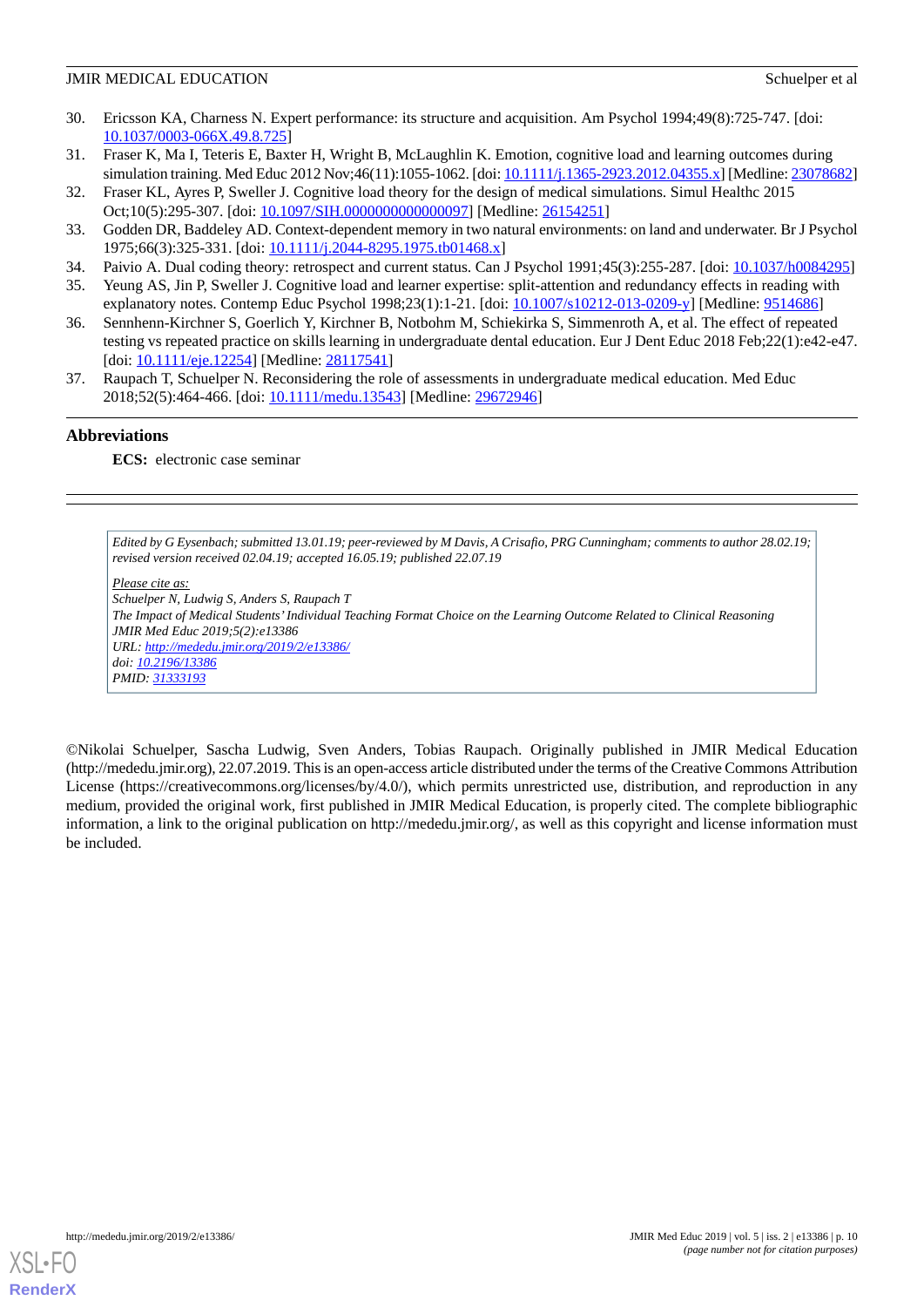30. Ericsson KA, Charness N. Expert performance: its structure and acquisition. Am Psychol 1994;49(8):725-747. [doi: 10.1037/0003-066X.49.8.725]
31. Fraser K, Ma I, Teteris E, Baxter H, Wright B, McLaughlin K. Emotion, cognitive load and learning outcomes during simulation training. Med Educ 2012 Nov;46(11):1055-1062. [doi: 10.1111/j.1365-2923.2012.04355.x] [Medline: 23078682]
32. Fraser KL, Ayres P, Sweller J. Cognitive load theory for the design of medical simulations. Simul Healthc 2015 Oct;10(5):295-307. [doi: 10.1097/SIH.0000000000000097] [Medline: 26154251]
33. Godden DR, Baddeley AD. Context-dependent memory in two natural environments: on land and underwater. Br J Psychol 1975;66(3):325-331. [doi: 10.1111/j.2044-8295.1975.tb01468.x]
34. Paivio A. Dual coding theory: retrospect and current status. Can J Psychol 1991;45(3):255-287. [doi: 10.1037/h0084295]
35. Yeung AS, Jin P, Sweller J. Cognitive load and learner expertise: split-attention and redundancy effects in reading with explanatory notes. Contemp Educ Psychol 1998;23(1):1-21. [doi: 10.1007/s10212-013-0209-y] [Medline: 9514686]
36. Sennhenn-Kirchner S, Goerlich Y, Kirchner B, Notbohm M, Schiekirka S, Simmenroth A, et al. The effect of repeated testing vs repeated practice on skills learning in undergraduate dental education. Eur J Dent Educ 2018 Feb;22(1):e42-e47. [doi: 10.1111/eje.12254] [Medline: 28117541]
37. Raupach T, Schuelper N. Reconsidering the role of assessments in undergraduate medical education. Med Educ 2018;52(5):464-466. [doi: 10.1111/medu.13543] [Medline: 29672946]

## Abbreviations

**ECS:** electronic case seminar

*Edited by G Eysenbach; submitted 13.01.19; peer-reviewed by M Davis, A Crisafio, PRG Cunningham; comments to author 28.02.19; revised version received 02.04.19; accepted 16.05.19; published 22.07.19*

*Please cite as:*
*Schuelper N, Ludwig S, Anders S, Raupach T*
*The Impact of Medical Students' Individual Teaching Format Choice on the Learning Outcome Related to Clinical Reasoning*
*JMIR Med Educ 2019;5(2):e13386*
*URL: http://mededu.jmir.org/2019/2/e13386/*
*doi: 10.2196/13386*
*PMID: 31333193*

©Nikolai Schuelper, Sascha Ludwig, Sven Anders, Tobias Raupach. Originally published in JMIR Medical Education (http://mededu.jmir.org), 22.07.2019. This is an open-access article distributed under the terms of the Creative Commons Attribution License (https://creativecommons.org/licenses/by/4.0/), which permits unrestricted use, distribution, and reproduction in any medium, provided the original work, first published in JMIR Medical Education, is properly cited. The complete bibliographic information, a link to the original publication on http://mededu.jmir.org/, as well as this copyright and license information must be included.